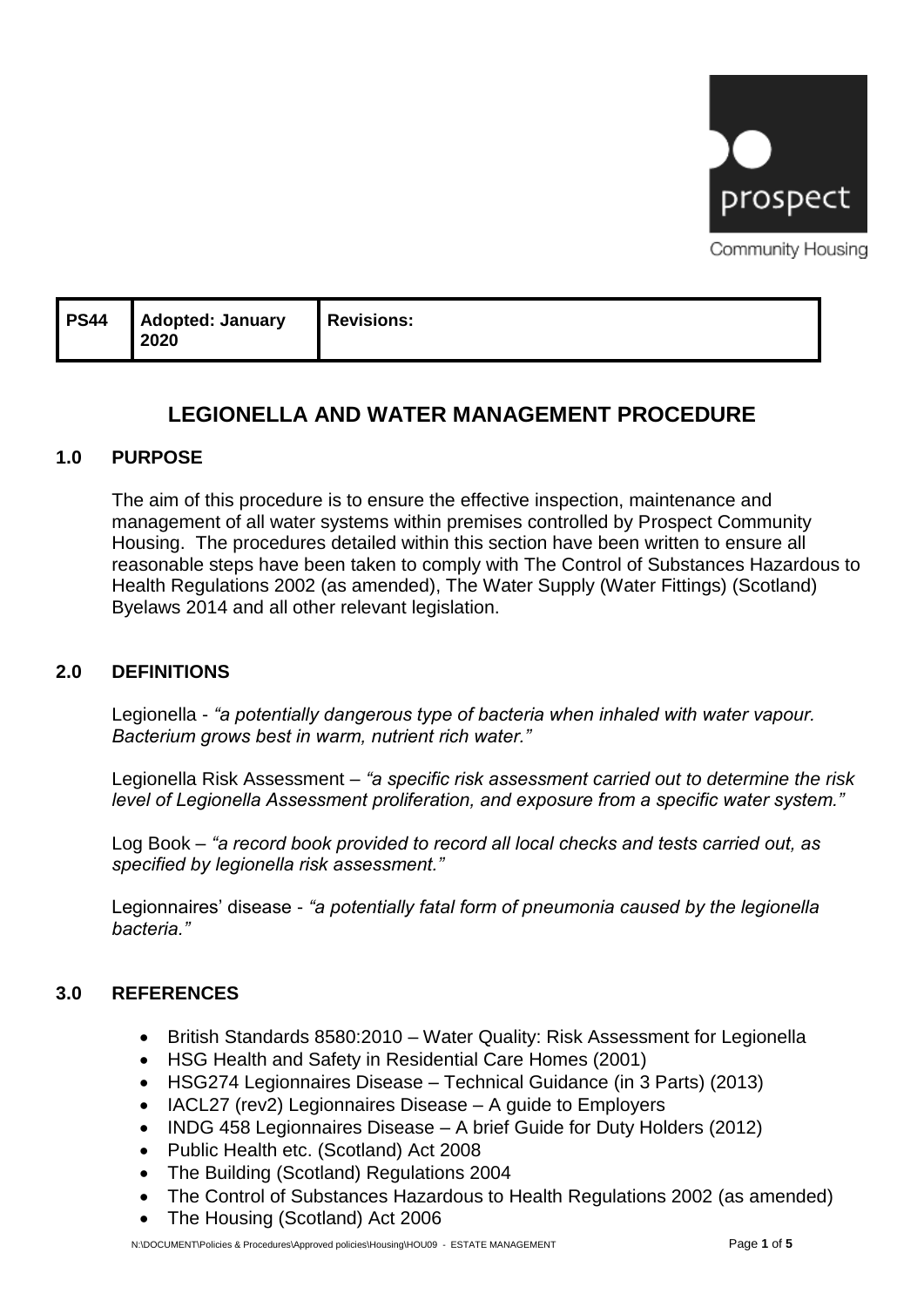prospect

Community Housing

| PS44 | Adopted: January 2020 | Revisions: |
|---|---|---|

# LEGIONELLA AND WATER MANAGEMENT PROCEDURE

## 1.0 PURPOSE

The aim of this procedure is to ensure the effective inspection, maintenance and management of all water systems within premises controlled by Prospect Community Housing. The procedures detailed within this section have been written to ensure all reasonable steps have been taken to comply with The Control of Substances Hazardous to Health Regulations 2002 (as amended), The Water Supply (Water Fittings) (Scotland) Byelaws 2014 and all other relevant legislation.

## 2.0 DEFINITIONS

Legionella - *"a potentially dangerous type of bacteria when inhaled with water vapour. Bacterium grows best in warm, nutrient rich water."*

Legionella Risk Assessment – *"a specific risk assessment carried out to determine the risk level of Legionella Assessment proliferation, and exposure from a specific water system."*

Log Book – *"a record book provided to record all local checks and tests carried out, as specified by legionella risk assessment."*

Legionnaires' disease - *"a potentially fatal form of pneumonia caused by the legionella bacteria."*

## 3.0 REFERENCES

- British Standards 8580:2010 – Water Quality: Risk Assessment for Legionella
- HSG Health and Safety in Residential Care Homes (2001)
- HSG274 Legionnaires Disease – Technical Guidance (in 3 Parts) (2013)
- IACL27 (rev2) Legionnaires Disease – A guide to Employers
- INDG 458 Legionnaires Disease – A brief Guide for Duty Holders (2012)
- Public Health etc. (Scotland) Act 2008
- The Building (Scotland) Regulations 2004
- The Control of Substances Hazardous to Health Regulations 2002 (as amended)
- The Housing (Scotland) Act 2006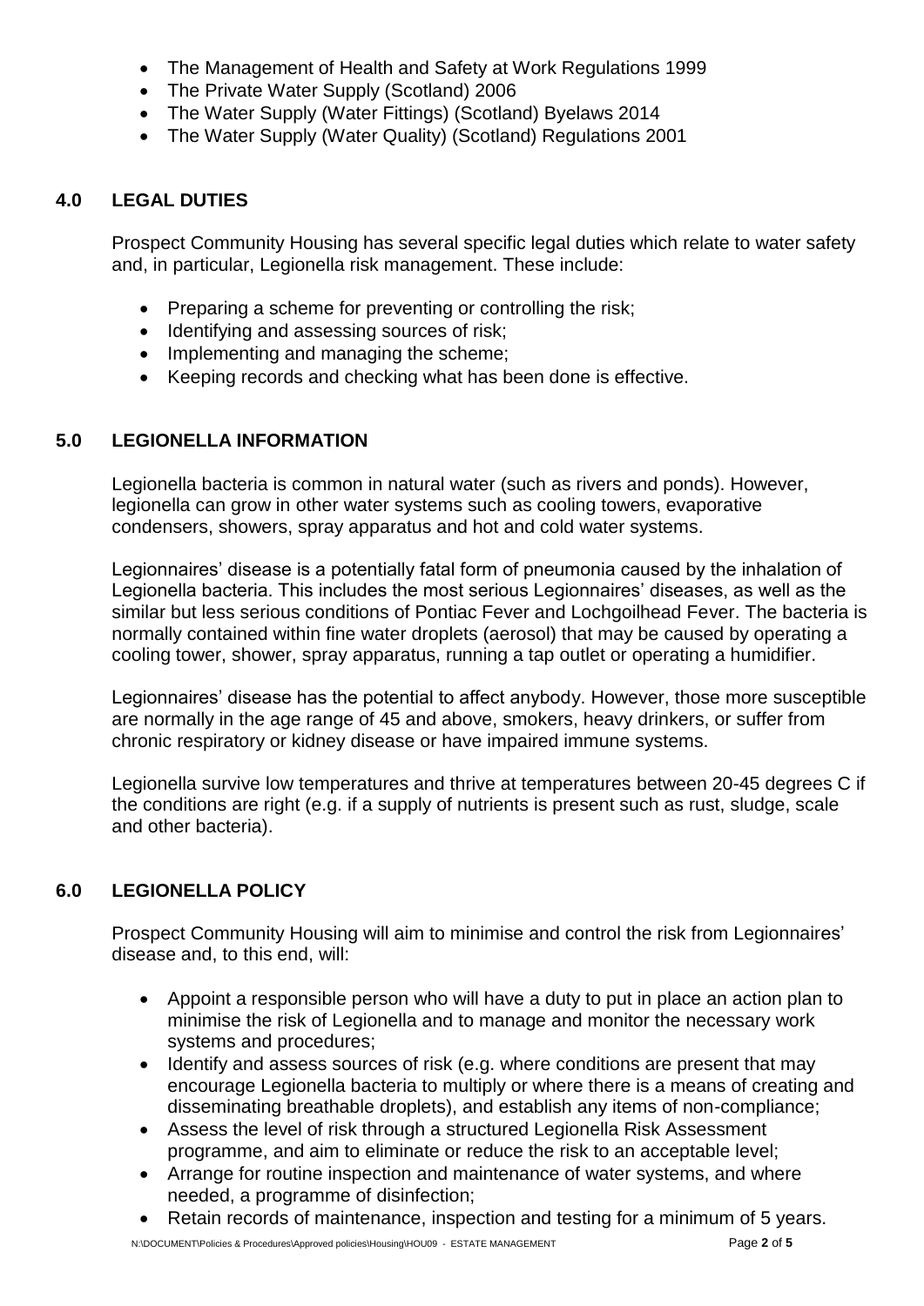- The Management of Health and Safety at Work Regulations 1999
- The Private Water Supply (Scotland) 2006
- The Water Supply (Water Fittings) (Scotland) Byelaws 2014
- The Water Supply (Water Quality) (Scotland) Regulations 2001

## 4.0 LEGAL DUTIES

Prospect Community Housing has several specific legal duties which relate to water safety and, in particular, Legionella risk management. These include:

- Preparing a scheme for preventing or controlling the risk;
- Identifying and assessing sources of risk;
- Implementing and managing the scheme;
- Keeping records and checking what has been done is effective.

## 5.0 LEGIONELLA INFORMATION

Legionella bacteria is common in natural water (such as rivers and ponds). However, legionella can grow in other water systems such as cooling towers, evaporative condensers, showers, spray apparatus and hot and cold water systems.

Legionnaires' disease is a potentially fatal form of pneumonia caused by the inhalation of Legionella bacteria. This includes the most serious Legionnaires' diseases, as well as the similar but less serious conditions of Pontiac Fever and Lochgoilhead Fever. The bacteria is normally contained within fine water droplets (aerosol) that may be caused by operating a cooling tower, shower, spray apparatus, running a tap outlet or operating a humidifier.

Legionnaires' disease has the potential to affect anybody. However, those more susceptible are normally in the age range of 45 and above, smokers, heavy drinkers, or suffer from chronic respiratory or kidney disease or have impaired immune systems.

Legionella survive low temperatures and thrive at temperatures between 20-45 degrees C if the conditions are right (e.g. if a supply of nutrients is present such as rust, sludge, scale and other bacteria).

## 6.0 LEGIONELLA POLICY

Prospect Community Housing will aim to minimise and control the risk from Legionnaires' disease and, to this end, will:

- Appoint a responsible person who will have a duty to put in place an action plan to minimise the risk of Legionella and to manage and monitor the necessary work systems and procedures;
- Identify and assess sources of risk (e.g. where conditions are present that may encourage Legionella bacteria to multiply or where there is a means of creating and disseminating breathable droplets), and establish any items of non-compliance;
- Assess the level of risk through a structured Legionella Risk Assessment programme, and aim to eliminate or reduce the risk to an acceptable level;
- Arrange for routine inspection and maintenance of water systems, and where needed, a programme of disinfection;
- Retain records of maintenance, inspection and testing for a minimum of 5 years.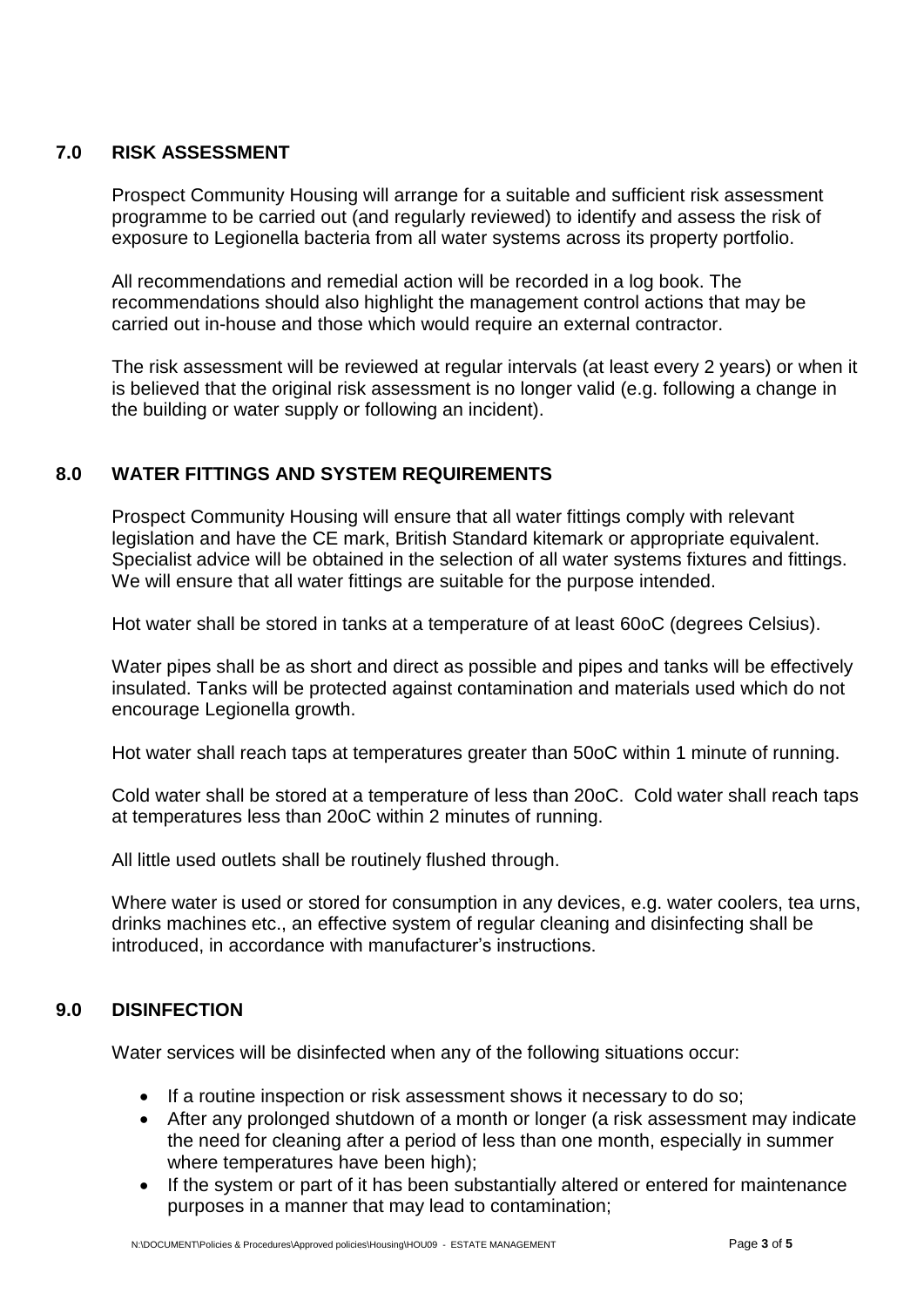## 7.0 RISK ASSESSMENT

Prospect Community Housing will arrange for a suitable and sufficient risk assessment programme to be carried out (and regularly reviewed) to identify and assess the risk of exposure to Legionella bacteria from all water systems across its property portfolio.

All recommendations and remedial action will be recorded in a log book. The recommendations should also highlight the management control actions that may be carried out in-house and those which would require an external contractor.

The risk assessment will be reviewed at regular intervals (at least every 2 years) or when it is believed that the original risk assessment is no longer valid (e.g. following a change in the building or water supply or following an incident).

## 8.0 WATER FITTINGS AND SYSTEM REQUIREMENTS

Prospect Community Housing will ensure that all water fittings comply with relevant legislation and have the CE mark, British Standard kitemark or appropriate equivalent. Specialist advice will be obtained in the selection of all water systems fixtures and fittings. We will ensure that all water fittings are suitable for the purpose intended.

Hot water shall be stored in tanks at a temperature of at least 60oC (degrees Celsius).

Water pipes shall be as short and direct as possible and pipes and tanks will be effectively insulated. Tanks will be protected against contamination and materials used which do not encourage Legionella growth.

Hot water shall reach taps at temperatures greater than 50oC within 1 minute of running.

Cold water shall be stored at a temperature of less than 20oC. Cold water shall reach taps at temperatures less than 20oC within 2 minutes of running.

All little used outlets shall be routinely flushed through.

Where water is used or stored for consumption in any devices, e.g. water coolers, tea urns, drinks machines etc., an effective system of regular cleaning and disinfecting shall be introduced, in accordance with manufacturer's instructions.

## 9.0 DISINFECTION

Water services will be disinfected when any of the following situations occur:

- If a routine inspection or risk assessment shows it necessary to do so;
- After any prolonged shutdown of a month or longer (a risk assessment may indicate the need for cleaning after a period of less than one month, especially in summer where temperatures have been high);
- If the system or part of it has been substantially altered or entered for maintenance purposes in a manner that may lead to contamination;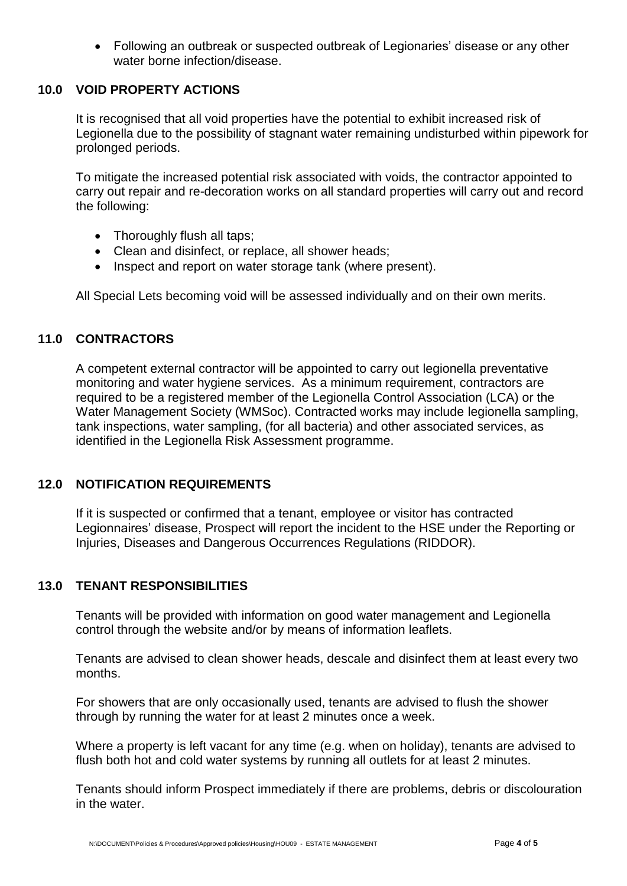- Following an outbreak or suspected outbreak of Legionaries' disease or any other water borne infection/disease.

## 10.0 VOID PROPERTY ACTIONS

It is recognised that all void properties have the potential to exhibit increased risk of Legionella due to the possibility of stagnant water remaining undisturbed within pipework for prolonged periods.

To mitigate the increased potential risk associated with voids, the contractor appointed to carry out repair and re-decoration works on all standard properties will carry out and record the following:

- Thoroughly flush all taps;
- Clean and disinfect, or replace, all shower heads;
- Inspect and report on water storage tank (where present).

All Special Lets becoming void will be assessed individually and on their own merits.

## 11.0 CONTRACTORS

A competent external contractor will be appointed to carry out legionella preventative monitoring and water hygiene services. As a minimum requirement, contractors are required to be a registered member of the Legionella Control Association (LCA) or the Water Management Society (WMSoc). Contracted works may include legionella sampling, tank inspections, water sampling, (for all bacteria) and other associated services, as identified in the Legionella Risk Assessment programme.

## 12.0 NOTIFICATION REQUIREMENTS

If it is suspected or confirmed that a tenant, employee or visitor has contracted Legionnaires' disease, Prospect will report the incident to the HSE under the Reporting or Injuries, Diseases and Dangerous Occurrences Regulations (RIDDOR).

## 13.0 TENANT RESPONSIBILITIES

Tenants will be provided with information on good water management and Legionella control through the website and/or by means of information leaflets.

Tenants are advised to clean shower heads, descale and disinfect them at least every two months.

For showers that are only occasionally used, tenants are advised to flush the shower through by running the water for at least 2 minutes once a week.

Where a property is left vacant for any time (e.g. when on holiday), tenants are advised to flush both hot and cold water systems by running all outlets for at least 2 minutes.

Tenants should inform Prospect immediately if there are problems, debris or discolouration in the water.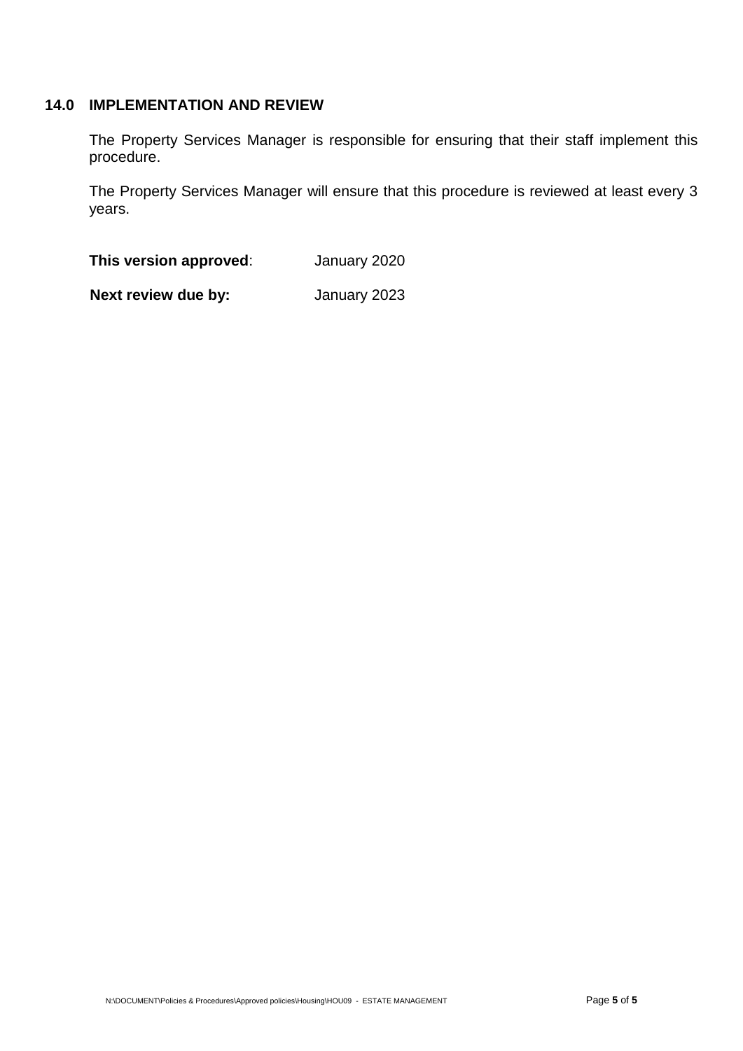## 14.0 IMPLEMENTATION AND REVIEW

The Property Services Manager is responsible for ensuring that their staff implement this procedure.

The Property Services Manager will ensure that this procedure is reviewed at least every 3 years.

**This version approved**: January 2020

**Next review due by:** January 2023